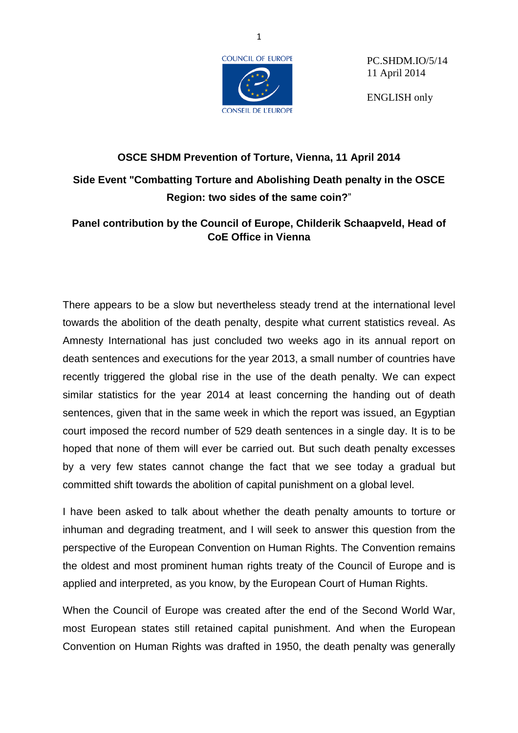PC.SHDM.IO/5/14
11 April 2014

ENGLISH only

**OSCE SHDM Prevention of Torture, Vienna, 11 April 2014**

**Side Event "Combatting Torture and Abolishing Death penalty in the OSCE Region: two sides of the same coin?**"

**Panel contribution by the Council of Europe, Childerik Schaapveld, Head of CoE Office in Vienna**

There appears to be a slow but nevertheless steady trend at the international level towards the abolition of the death penalty, despite what current statistics reveal. As Amnesty International has just concluded two weeks ago in its annual report on death sentences and executions for the year 2013, a small number of countries have recently triggered the global rise in the use of the death penalty. We can expect similar statistics for the year 2014 at least concerning the handing out of death sentences, given that in the same week in which the report was issued, an Egyptian court imposed the record number of 529 death sentences in a single day. It is to be hoped that none of them will ever be carried out. But such death penalty excesses by a very few states cannot change the fact that we see today a gradual but committed shift towards the abolition of capital punishment on a global level.

I have been asked to talk about whether the death penalty amounts to torture or inhuman and degrading treatment, and I will seek to answer this question from the perspective of the European Convention on Human Rights. The Convention remains the oldest and most prominent human rights treaty of the Council of Europe and is applied and interpreted, as you know, by the European Court of Human Rights.

When the Council of Europe was created after the end of the Second World War, most European states still retained capital punishment. And when the European Convention on Human Rights was drafted in 1950, the death penalty was generally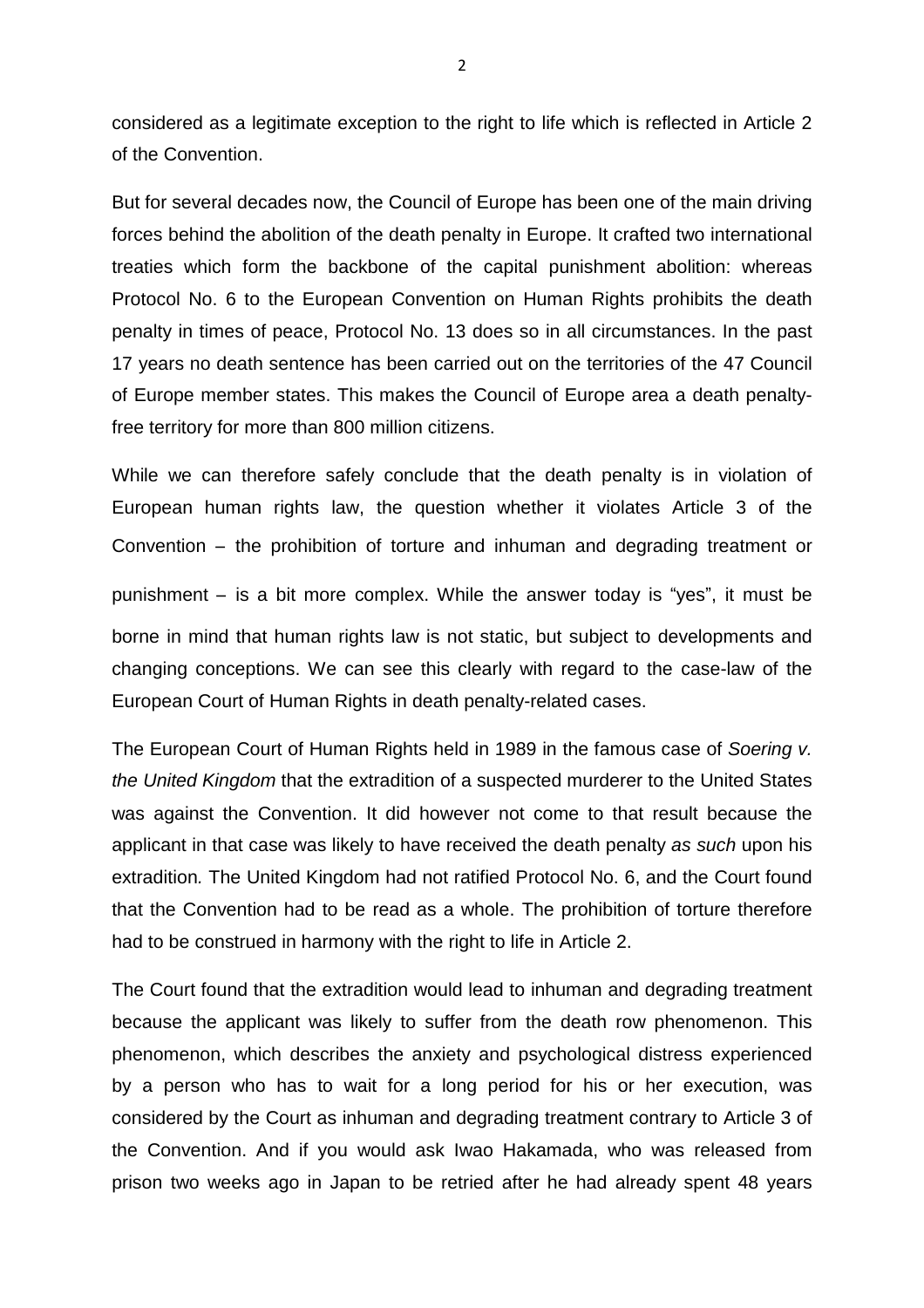considered as a legitimate exception to the right to life which is reflected in Article 2 of the Convention.

But for several decades now, the Council of Europe has been one of the main driving forces behind the abolition of the death penalty in Europe. It crafted two international treaties which form the backbone of the capital punishment abolition: whereas Protocol No. 6 to the European Convention on Human Rights prohibits the death penalty in times of peace, Protocol No. 13 does so in all circumstances. In the past 17 years no death sentence has been carried out on the territories of the 47 Council of Europe member states. This makes the Council of Europe area a death penalty-free territory for more than 800 million citizens.

While we can therefore safely conclude that the death penalty is in violation of European human rights law, the question whether it violates Article 3 of the Convention – the prohibition of torture and inhuman and degrading treatment or punishment – is a bit more complex. While the answer today is "yes", it must be borne in mind that human rights law is not static, but subject to developments and changing conceptions. We can see this clearly with regard to the case-law of the European Court of Human Rights in death penalty-related cases.

The European Court of Human Rights held in 1989 in the famous case of *Soering v. the United Kingdom* that the extradition of a suspected murderer to the United States was against the Convention. It did however not come to that result because the applicant in that case was likely to have received the death penalty *as such* upon his extradition. The United Kingdom had not ratified Protocol No. 6, and the Court found that the Convention had to be read as a whole. The prohibition of torture therefore had to be construed in harmony with the right to life in Article 2.

The Court found that the extradition would lead to inhuman and degrading treatment because the applicant was likely to suffer from the death row phenomenon. This phenomenon, which describes the anxiety and psychological distress experienced by a person who has to wait for a long period for his or her execution, was considered by the Court as inhuman and degrading treatment contrary to Article 3 of the Convention. And if you would ask Iwao Hakamada, who was released from prison two weeks ago in Japan to be retried after he had already spent 48 years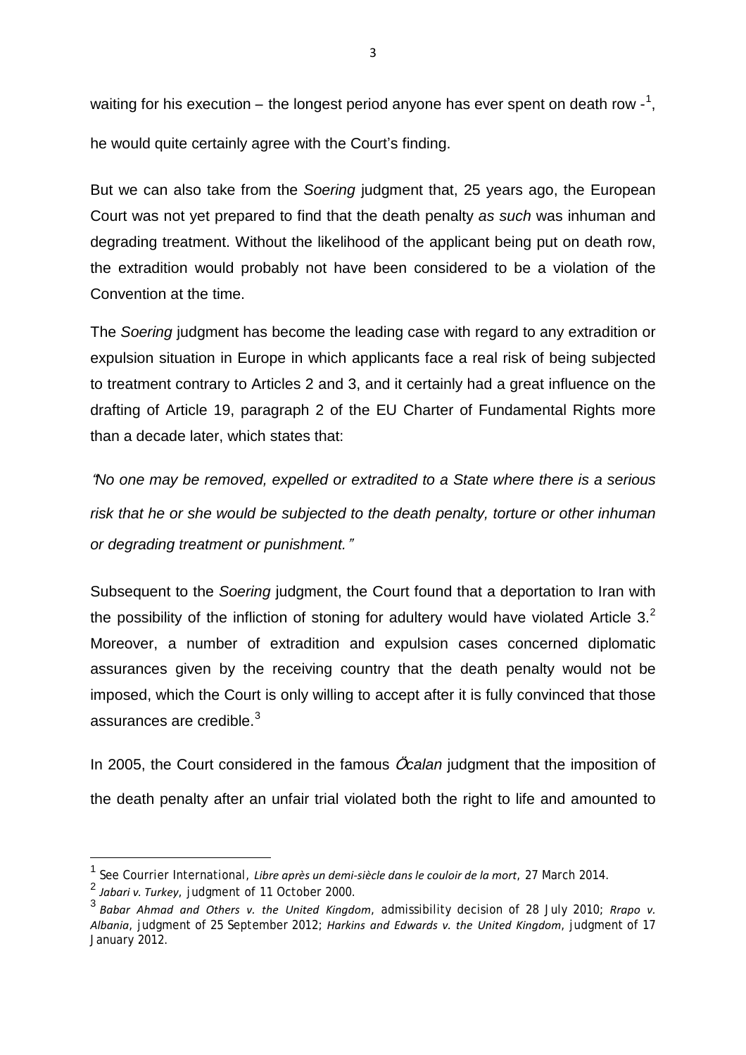waiting for his execution – the longest period anyone has ever spent on death row -[1], he would quite certainly agree with the Court's finding.

But we can also take from the *Soering* judgment that, 25 years ago, the European Court was not yet prepared to find that the death penalty *as such* was inhuman and degrading treatment. Without the likelihood of the applicant being put on death row, the extradition would probably not have been considered to be a violation of the Convention at the time.

The *Soering* judgment has become the leading case with regard to any extradition or expulsion situation in Europe in which applicants face a real risk of being subjected to treatment contrary to Articles 2 and 3, and it certainly had a great influence on the drafting of Article 19, paragraph 2 of the EU Charter of Fundamental Rights more than a decade later, which states that:

*"No one may be removed, expelled or extradited to a State where there is a serious risk that he or she would be subjected to the death penalty, torture or other inhuman or degrading treatment or punishment."*

Subsequent to the *Soering* judgment, the Court found that a deportation to Iran with the possibility of the infliction of stoning for adultery would have violated Article 3.[2] Moreover, a number of extradition and expulsion cases concerned diplomatic assurances given by the receiving country that the death penalty would not be imposed, which the Court is only willing to accept after it is fully convinced that those assurances are credible.[3]

In 2005, the Court considered in the famous *Öcalan* judgment that the imposition of the death penalty after an unfair trial violated both the right to life and amounted to

---

[1] See Courrier International, *Libre après un demi-siècle dans le couloir de la mort*, 27 March 2014.

[2] *Jabari v. Turkey*, judgment of 11 October 2000.

[3] *Babar Ahmad and Others v. the United Kingdom*, admissibility decision of 28 July 2010; *Rrapo v. Albania*, judgment of 25 September 2012; *Harkins and Edwards v. the United Kingdom*, judgment of 17 January 2012.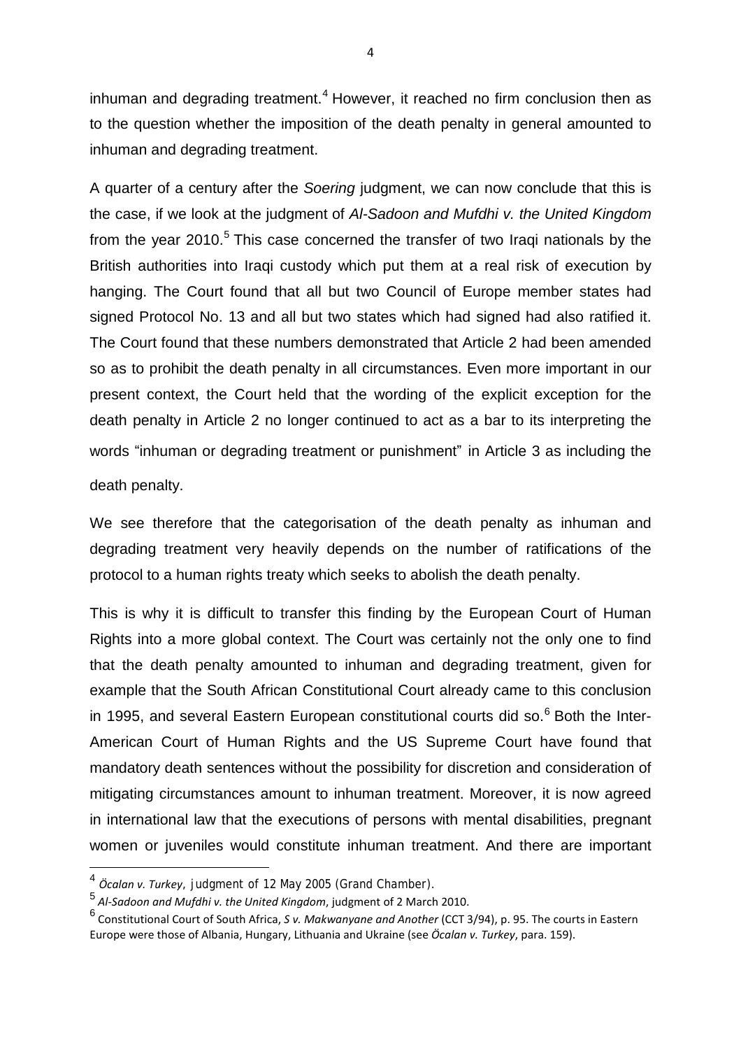inhuman and degrading treatment.[4] However, it reached no firm conclusion then as to the question whether the imposition of the death penalty in general amounted to inhuman and degrading treatment.

A quarter of a century after the *Soering* judgment, we can now conclude that this is the case, if we look at the judgment of *Al-Sadoon and Mufdhi v. the United Kingdom* from the year 2010.[5] This case concerned the transfer of two Iraqi nationals by the British authorities into Iraqi custody which put them at a real risk of execution by hanging. The Court found that all but two Council of Europe member states had signed Protocol No. 13 and all but two states which had signed had also ratified it. The Court found that these numbers demonstrated that Article 2 had been amended so as to prohibit the death penalty in all circumstances. Even more important in our present context, the Court held that the wording of the explicit exception for the death penalty in Article 2 no longer continued to act as a bar to its interpreting the words "inhuman or degrading treatment or punishment" in Article 3 as including the death penalty.

We see therefore that the categorisation of the death penalty as inhuman and degrading treatment very heavily depends on the number of ratifications of the protocol to a human rights treaty which seeks to abolish the death penalty.

This is why it is difficult to transfer this finding by the European Court of Human Rights into a more global context. The Court was certainly not the only one to find that the death penalty amounted to inhuman and degrading treatment, given for example that the South African Constitutional Court already came to this conclusion in 1995, and several Eastern European constitutional courts did so.[6] Both the Inter-American Court of Human Rights and the US Supreme Court have found that mandatory death sentences without the possibility for discretion and consideration of mitigating circumstances amount to inhuman treatment. Moreover, it is now agreed in international law that the executions of persons with mental disabilities, pregnant women or juveniles would constitute inhuman treatment. And there are important

---

[4] *Öcalan v. Turkey*, judgment of 12 May 2005 (Grand Chamber).

[5] *Al-Sadoon and Mufdhi v. the United Kingdom*, judgment of 2 March 2010.

[6] Constitutional Court of South Africa, *S v. Makwanyane and Another* (CCT 3/94), p. 95. The courts in Eastern Europe were those of Albania, Hungary, Lithuania and Ukraine (see *Öcalan v. Turkey*, para. 159).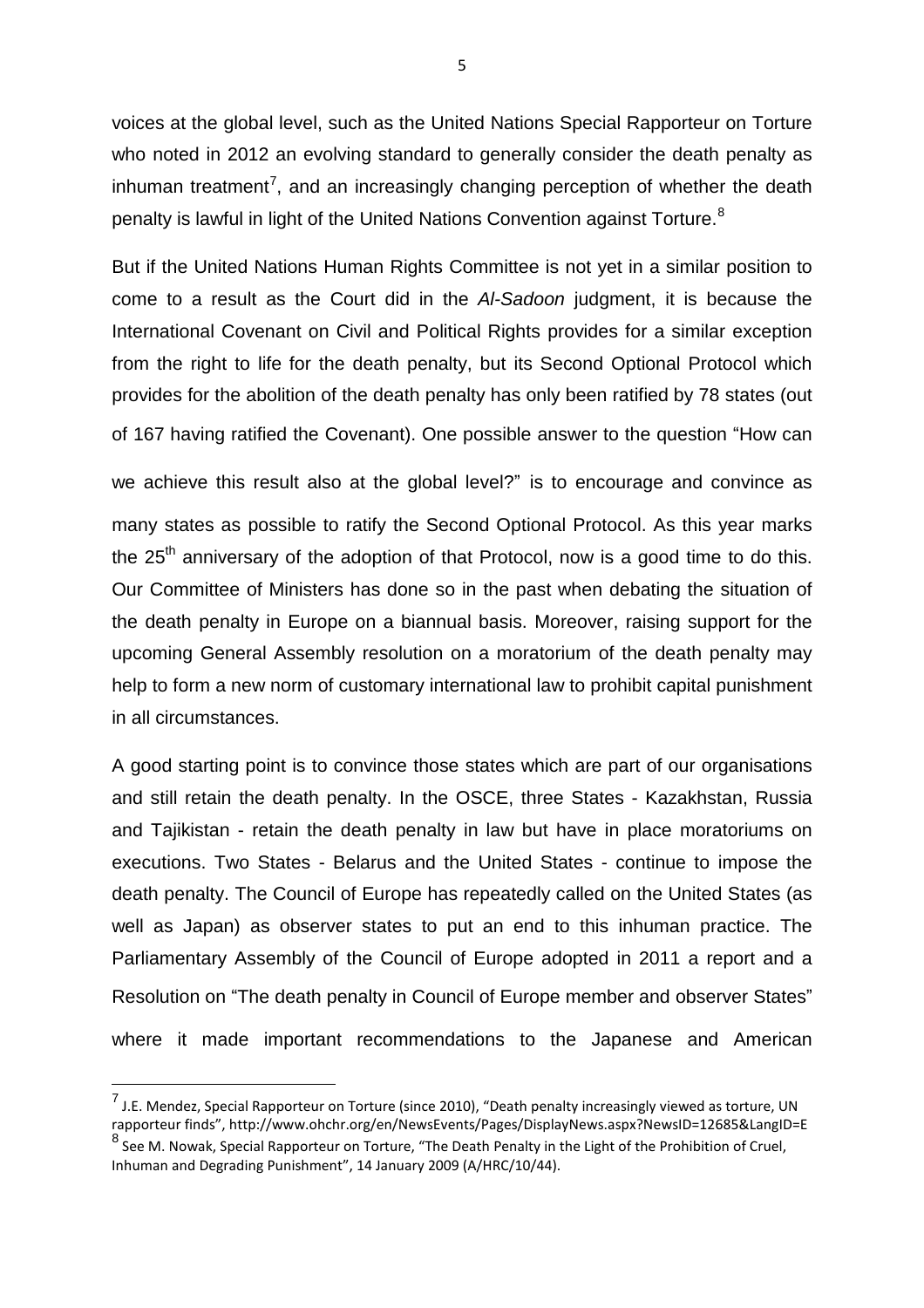voices at the global level, such as the United Nations Special Rapporteur on Torture who noted in 2012 an evolving standard to generally consider the death penalty as inhuman treatment[7], and an increasingly changing perception of whether the death penalty is lawful in light of the United Nations Convention against Torture.[8]

But if the United Nations Human Rights Committee is not yet in a similar position to come to a result as the Court did in the *Al-Sadoon* judgment, it is because the International Covenant on Civil and Political Rights provides for a similar exception from the right to life for the death penalty, but its Second Optional Protocol which provides for the abolition of the death penalty has only been ratified by 78 states (out of 167 having ratified the Covenant). One possible answer to the question "How can we achieve this result also at the global level?" is to encourage and convince as many states as possible to ratify the Second Optional Protocol. As this year marks the 25th anniversary of the adoption of that Protocol, now is a good time to do this. Our Committee of Ministers has done so in the past when debating the situation of the death penalty in Europe on a biannual basis. Moreover, raising support for the upcoming General Assembly resolution on a moratorium of the death penalty may help to form a new norm of customary international law to prohibit capital punishment in all circumstances.

A good starting point is to convince those states which are part of our organisations and still retain the death penalty. In the OSCE, three States - Kazakhstan, Russia and Tajikistan - retain the death penalty in law but have in place moratoriums on executions. Two States - Belarus and the United States - continue to impose the death penalty. The Council of Europe has repeatedly called on the United States (as well as Japan) as observer states to put an end to this inhuman practice. The Parliamentary Assembly of the Council of Europe adopted in 2011 a report and a Resolution on "The death penalty in Council of Europe member and observer States" where it made important recommendations to the Japanese and American

---

[7] J.E. Mendez, Special Rapporteur on Torture (since 2010), "Death penalty increasingly viewed as torture, UN rapporteur finds", http://www.ohchr.org/en/NewsEvents/Pages/DisplayNews.aspx?NewsID=12685&LangID=E

[8] See M. Nowak, Special Rapporteur on Torture, "The Death Penalty in the Light of the Prohibition of Cruel, Inhuman and Degrading Punishment", 14 January 2009 (A/HRC/10/44).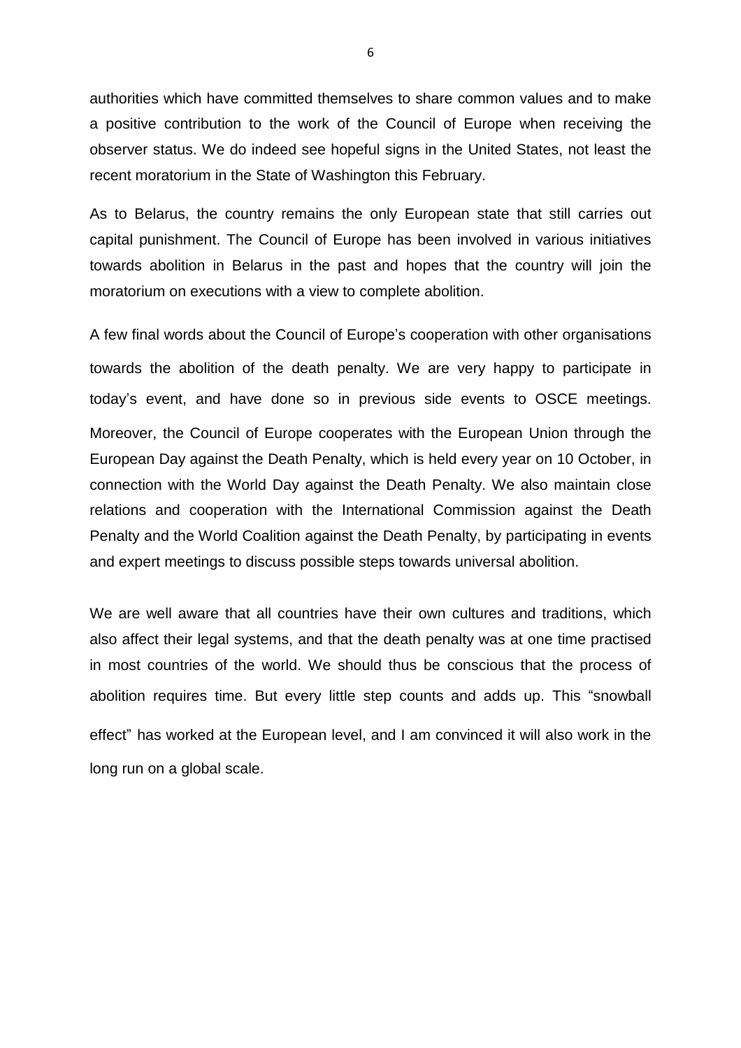authorities which have committed themselves to share common values and to make a positive contribution to the work of the Council of Europe when receiving the observer status. We do indeed see hopeful signs in the United States, not least the recent moratorium in the State of Washington this February.

As to Belarus, the country remains the only European state that still carries out capital punishment. The Council of Europe has been involved in various initiatives towards abolition in Belarus in the past and hopes that the country will join the moratorium on executions with a view to complete abolition.

A few final words about the Council of Europe's cooperation with other organisations towards the abolition of the death penalty. We are very happy to participate in today's event, and have done so in previous side events to OSCE meetings. Moreover, the Council of Europe cooperates with the European Union through the European Day against the Death Penalty, which is held every year on 10 October, in connection with the World Day against the Death Penalty. We also maintain close relations and cooperation with the International Commission against the Death Penalty and the World Coalition against the Death Penalty, by participating in events and expert meetings to discuss possible steps towards universal abolition.

We are well aware that all countries have their own cultures and traditions, which also affect their legal systems, and that the death penalty was at one time practised in most countries of the world. We should thus be conscious that the process of abolition requires time. But every little step counts and adds up. This "snowball effect" has worked at the European level, and I am convinced it will also work in the long run on a global scale.